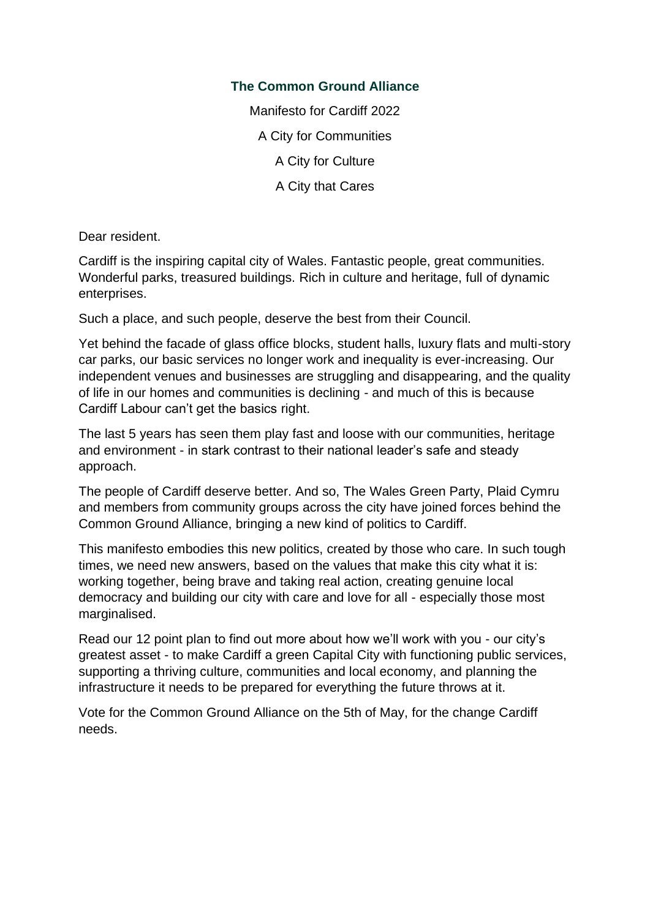# The Common Ground Alliance

Manifesto for Cardiff 2022

A City for Communities

A City for Culture

A City that Cares

Dear resident.

Cardiff is the inspiring capital city of Wales. Fantastic people, great communities. Wonderful parks, treasured buildings. Rich in culture and heritage, full of dynamic enterprises.

Such a place, and such people, deserve the best from their Council.

Yet behind the facade of glass office blocks, student halls, luxury flats and multi-story car parks, our basic services no longer work and inequality is ever-increasing. Our independent venues and businesses are struggling and disappearing, and the quality of life in our homes and communities is declining - and much of this is because Cardiff Labour can't get the basics right.

The last 5 years has seen them play fast and loose with our communities, heritage and environment - in stark contrast to their national leader's safe and steady approach.

The people of Cardiff deserve better. And so, The Wales Green Party, Plaid Cymru and members from community groups across the city have joined forces behind the Common Ground Alliance, bringing a new kind of politics to Cardiff.

This manifesto embodies this new politics, created by those who care. In such tough times, we need new answers, based on the values that make this city what it is: working together, being brave and taking real action, creating genuine local democracy and building our city with care and love for all - especially those most marginalised.

Read our 12 point plan to find out more about how we'll work with you - our city's greatest asset - to make Cardiff a green Capital City with functioning public services, supporting a thriving culture, communities and local economy, and planning the infrastructure it needs to be prepared for everything the future throws at it.

Vote for the Common Ground Alliance on the 5th of May, for the change Cardiff needs.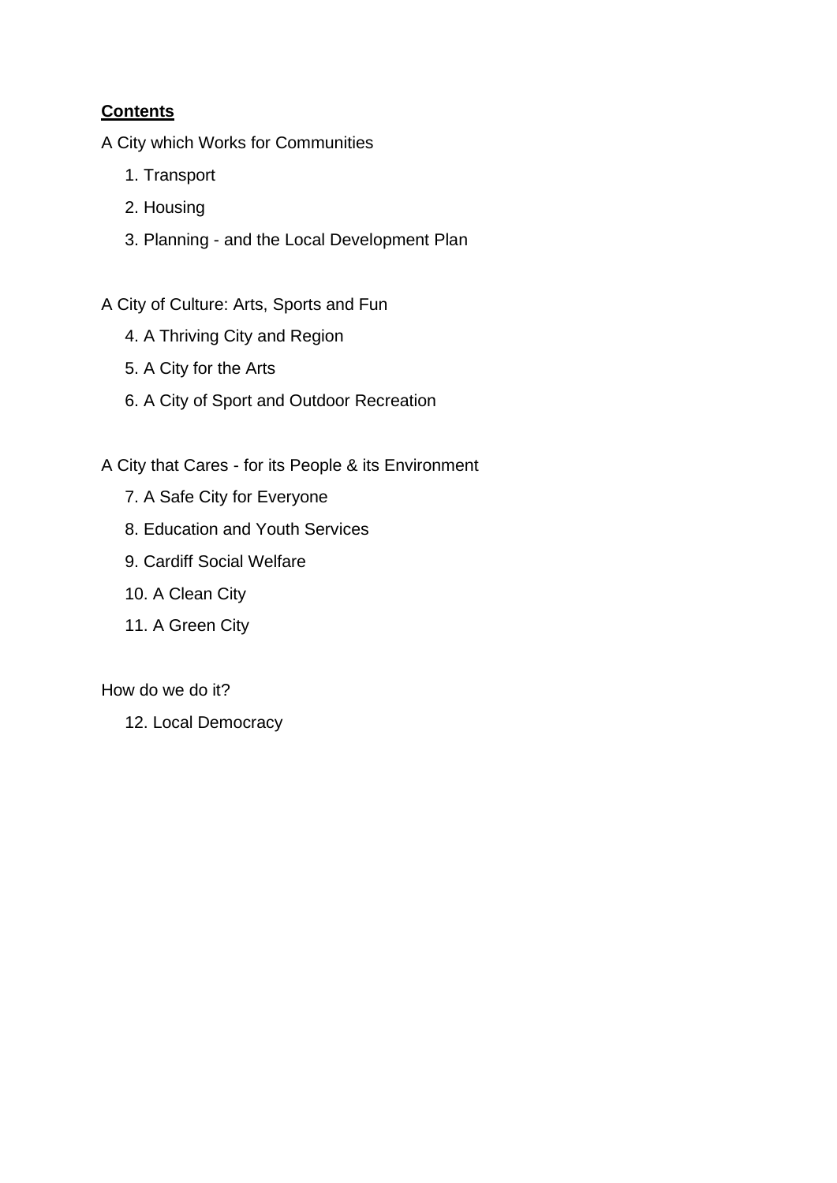**Contents**

A City which Works for Communities

1. Transport
2. Housing
3. Planning - and the Local Development Plan

A City of Culture: Arts, Sports and Fun

4. A Thriving City and Region
5. A City for the Arts
6. A City of Sport and Outdoor Recreation

A City that Cares - for its People & its Environment

7. A Safe City for Everyone
8. Education and Youth Services
9. Cardiff Social Welfare
10. A Clean City
11. A Green City

How do we do it?

12. Local Democracy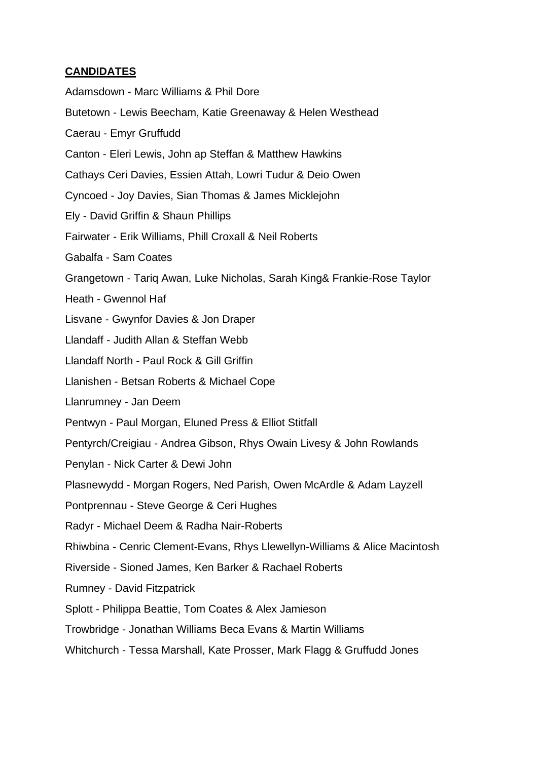**CANDIDATES**

Adamsdown - Marc Williams & Phil Dore

Butetown - Lewis Beecham, Katie Greenaway & Helen Westhead

Caerau - Emyr Gruffudd

Canton - Eleri Lewis, John ap Steffan & Matthew Hawkins

Cathays Ceri Davies, Essien Attah, Lowri Tudur & Deio Owen

Cyncoed - Joy Davies, Sian Thomas & James Micklejohn

Ely - David Griffin & Shaun Phillips

Fairwater - Erik Williams, Phill Croxall & Neil Roberts

Gabalfa - Sam Coates

Grangetown - Tariq Awan, Luke Nicholas, Sarah King& Frankie-Rose Taylor

Heath - Gwennol Haf

Lisvane - Gwynfor Davies & Jon Draper

Llandaff - Judith Allan & Steffan Webb

Llandaff North - Paul Rock & Gill Griffin

Llanishen - Betsan Roberts & Michael Cope

Llanrumney - Jan Deem

Pentwyn - Paul Morgan, Eluned Press & Elliot Stitfall

Pentyrch/Creigiau - Andrea Gibson, Rhys Owain Livesy & John Rowlands

Penylan - Nick Carter & Dewi John

Plasnewydd - Morgan Rogers, Ned Parish, Owen McArdle & Adam Layzell

Pontprennau - Steve George & Ceri Hughes

Radyr - Michael Deem & Radha Nair-Roberts

Rhiwbina - Cenric Clement-Evans, Rhys Llewellyn-Williams & Alice Macintosh

Riverside - Sioned James, Ken Barker & Rachael Roberts

Rumney - David Fitzpatrick

Splott - Philippa Beattie, Tom Coates & Alex Jamieson

Trowbridge - Jonathan Williams Beca Evans & Martin Williams

Whitchurch - Tessa Marshall, Kate Prosser, Mark Flagg & Gruffudd Jones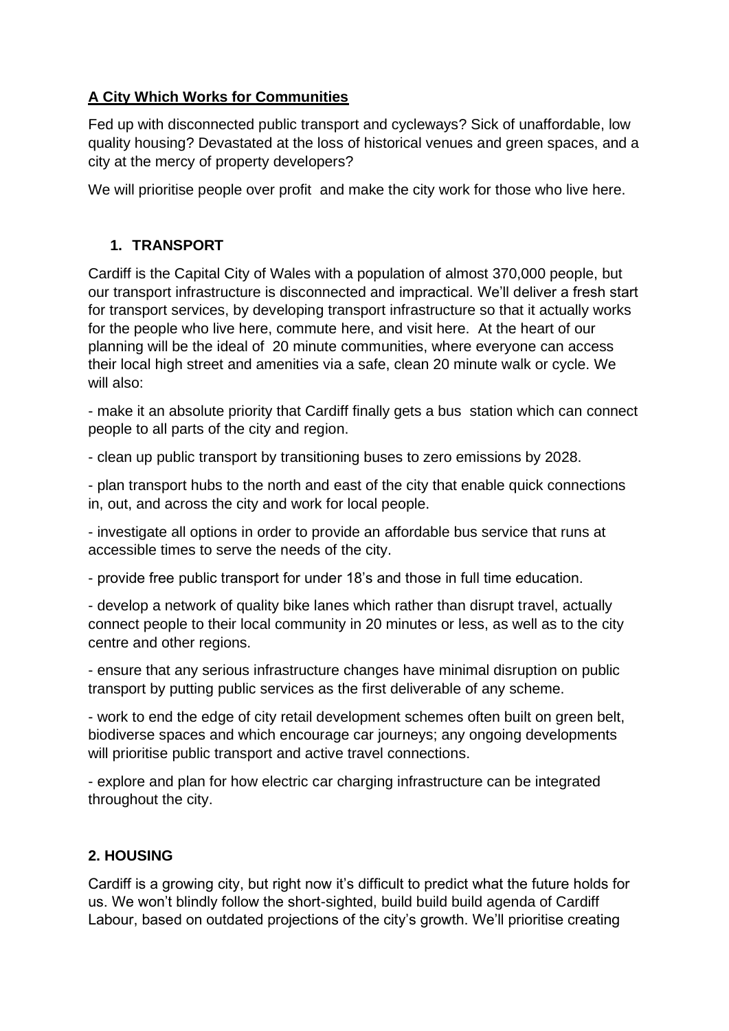**A City Which Works for Communities**

Fed up with disconnected public transport and cycleways? Sick of unaffordable, low quality housing? Devastated at the loss of historical venues and green spaces, and a city at the mercy of property developers?

We will prioritise people over profit and make the city work for those who live here.

## 1. TRANSPORT

Cardiff is the Capital City of Wales with a population of almost 370,000 people, but our transport infrastructure is disconnected and impractical. We'll deliver a fresh start for transport services, by developing transport infrastructure so that it actually works for the people who live here, commute here, and visit here. At the heart of our planning will be the ideal of 20 minute communities, where everyone can access their local high street and amenities via a safe, clean 20 minute walk or cycle. We will also:

- make it an absolute priority that Cardiff finally gets a bus station which can connect people to all parts of the city and region.
- clean up public transport by transitioning buses to zero emissions by 2028.
- plan transport hubs to the north and east of the city that enable quick connections in, out, and across the city and work for local people.
- investigate all options in order to provide an affordable bus service that runs at accessible times to serve the needs of the city.
- provide free public transport for under 18's and those in full time education.
- develop a network of quality bike lanes which rather than disrupt travel, actually connect people to their local community in 20 minutes or less, as well as to the city centre and other regions.
- ensure that any serious infrastructure changes have minimal disruption on public transport by putting public services as the first deliverable of any scheme.
- work to end the edge of city retail development schemes often built on green belt, biodiverse spaces and which encourage car journeys; any ongoing developments will prioritise public transport and active travel connections.
- explore and plan for how electric car charging infrastructure can be integrated throughout the city.

## 2. HOUSING

Cardiff is a growing city, but right now it's difficult to predict what the future holds for us. We won't blindly follow the short-sighted, build build build agenda of Cardiff Labour, based on outdated projections of the city's growth. We'll prioritise creating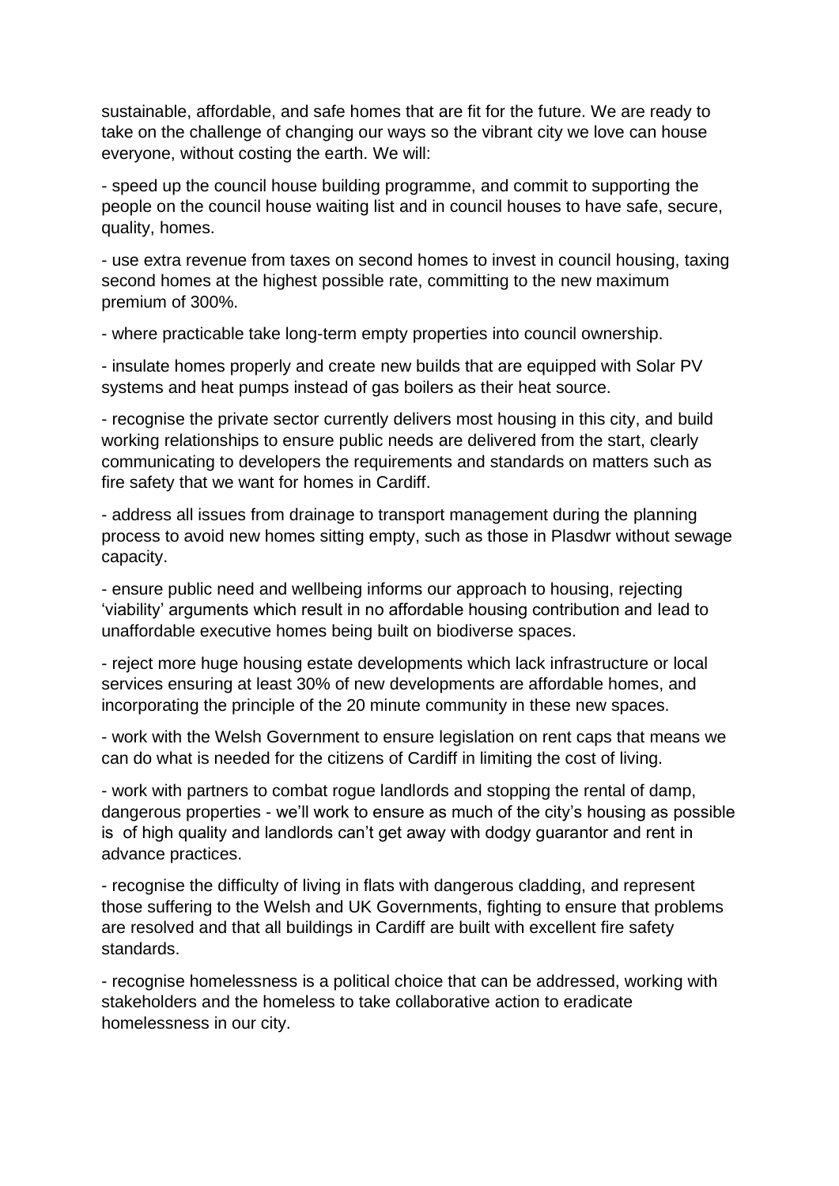sustainable, affordable, and safe homes that are fit for the future. We are ready to take on the challenge of changing our ways so the vibrant city we love can house everyone, without costing the earth. We will:

- speed up the council house building programme, and commit to supporting the people on the council house waiting list and in council houses to have safe, secure, quality, homes.
- use extra revenue from taxes on second homes to invest in council housing, taxing second homes at the highest possible rate, committing to the new maximum premium of 300%.
- where practicable take long-term empty properties into council ownership.
- insulate homes properly and create new builds that are equipped with Solar PV systems and heat pumps instead of gas boilers as their heat source.
- recognise the private sector currently delivers most housing in this city, and build working relationships to ensure public needs are delivered from the start, clearly communicating to developers the requirements and standards on matters such as fire safety that we want for homes in Cardiff.
- address all issues from drainage to transport management during the planning process to avoid new homes sitting empty, such as those in Plasdwr without sewage capacity.
- ensure public need and wellbeing informs our approach to housing, rejecting 'viability' arguments which result in no affordable housing contribution and lead to unaffordable executive homes being built on biodiverse spaces.
- reject more huge housing estate developments which lack infrastructure or local services ensuring at least 30% of new developments are affordable homes, and incorporating the principle of the 20 minute community in these new spaces.
- work with the Welsh Government to ensure legislation on rent caps that means we can do what is needed for the citizens of Cardiff in limiting the cost of living.
- work with partners to combat rogue landlords and stopping the rental of damp, dangerous properties - we'll work to ensure as much of the city's housing as possible is of high quality and landlords can't get away with dodgy guarantor and rent in advance practices.
- recognise the difficulty of living in flats with dangerous cladding, and represent those suffering to the Welsh and UK Governments, fighting to ensure that problems are resolved and that all buildings in Cardiff are built with excellent fire safety standards.
- recognise homelessness is a political choice that can be addressed, working with stakeholders and the homeless to take collaborative action to eradicate homelessness in our city.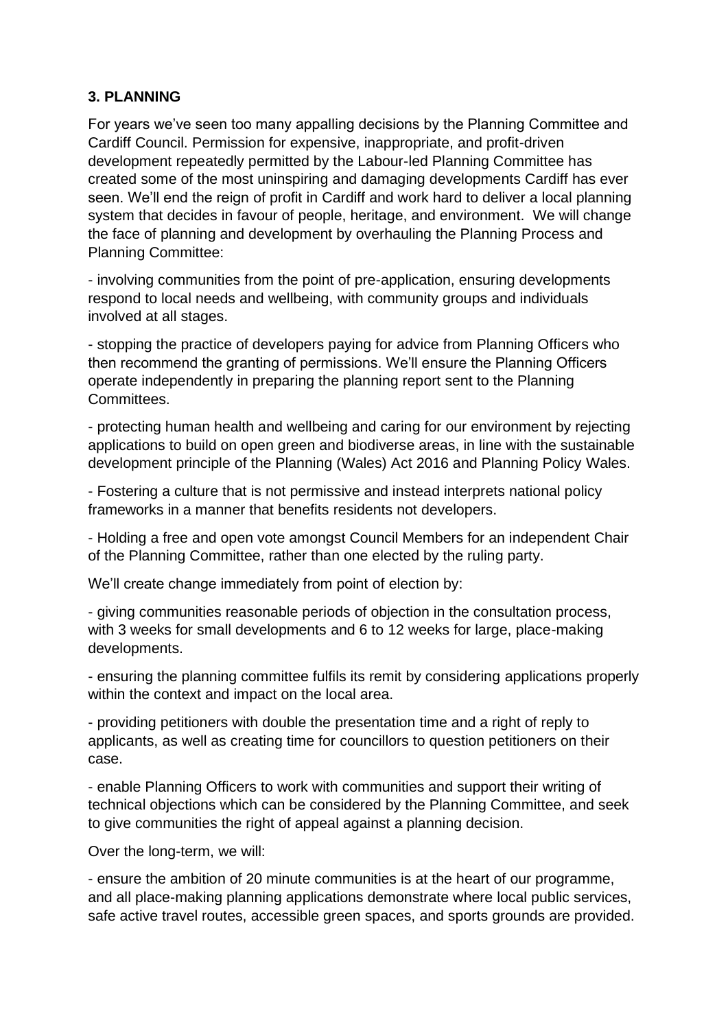### 3. PLANNING

For years we've seen too many appalling decisions by the Planning Committee and Cardiff Council. Permission for expensive, inappropriate, and profit-driven development repeatedly permitted by the Labour-led Planning Committee has created some of the most uninspiring and damaging developments Cardiff has ever seen. We'll end the reign of profit in Cardiff and work hard to deliver a local planning system that decides in favour of people, heritage, and environment. We will change the face of planning and development by overhauling the Planning Process and Planning Committee:

- involving communities from the point of pre-application, ensuring developments respond to local needs and wellbeing, with community groups and individuals involved at all stages.

- stopping the practice of developers paying for advice from Planning Officers who then recommend the granting of permissions. We'll ensure the Planning Officers operate independently in preparing the planning report sent to the Planning Committees.

- protecting human health and wellbeing and caring for our environment by rejecting applications to build on open green and biodiverse areas, in line with the sustainable development principle of the Planning (Wales) Act 2016 and Planning Policy Wales.

- Fostering a culture that is not permissive and instead interprets national policy frameworks in a manner that benefits residents not developers.

- Holding a free and open vote amongst Council Members for an independent Chair of the Planning Committee, rather than one elected by the ruling party.

We'll create change immediately from point of election by:

- giving communities reasonable periods of objection in the consultation process, with 3 weeks for small developments and 6 to 12 weeks for large, place-making developments.

- ensuring the planning committee fulfils its remit by considering applications properly within the context and impact on the local area.

- providing petitioners with double the presentation time and a right of reply to applicants, as well as creating time for councillors to question petitioners on their case.

- enable Planning Officers to work with communities and support their writing of technical objections which can be considered by the Planning Committee, and seek to give communities the right of appeal against a planning decision.

Over the long-term, we will:

- ensure the ambition of 20 minute communities is at the heart of our programme, and all place-making planning applications demonstrate where local public services, safe active travel routes, accessible green spaces, and sports grounds are provided.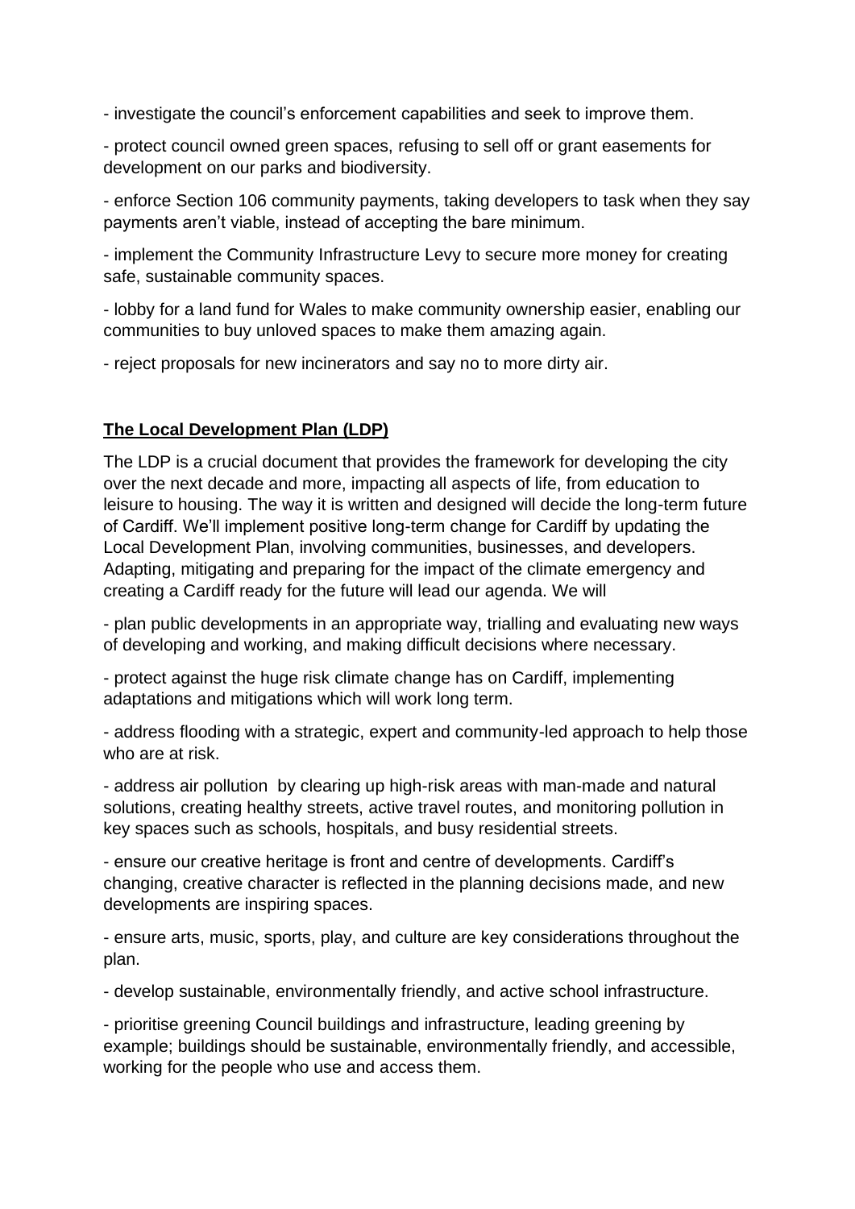- investigate the council's enforcement capabilities and seek to improve them.

- protect council owned green spaces, refusing to sell off or grant easements for development on our parks and biodiversity.

- enforce Section 106 community payments, taking developers to task when they say payments aren't viable, instead of accepting the bare minimum.

- implement the Community Infrastructure Levy to secure more money for creating safe, sustainable community spaces.

- lobby for a land fund for Wales to make community ownership easier, enabling our communities to buy unloved spaces to make them amazing again.

- reject proposals for new incinerators and say no to more dirty air.

**The Local Development Plan (LDP)**

The LDP is a crucial document that provides the framework for developing the city over the next decade and more, impacting all aspects of life, from education to leisure to housing. The way it is written and designed will decide the long-term future of Cardiff. We'll implement positive long-term change for Cardiff by updating the Local Development Plan, involving communities, businesses, and developers. Adapting, mitigating and preparing for the impact of the climate emergency and creating a Cardiff ready for the future will lead our agenda. We will

- plan public developments in an appropriate way, trialling and evaluating new ways of developing and working, and making difficult decisions where necessary.

- protect against the huge risk climate change has on Cardiff, implementing adaptations and mitigations which will work long term.

- address flooding with a strategic, expert and community-led approach to help those who are at risk.

- address air pollution by clearing up high-risk areas with man-made and natural solutions, creating healthy streets, active travel routes, and monitoring pollution in key spaces such as schools, hospitals, and busy residential streets.

- ensure our creative heritage is front and centre of developments. Cardiff's changing, creative character is reflected in the planning decisions made, and new developments are inspiring spaces.

- ensure arts, music, sports, play, and culture are key considerations throughout the plan.

- develop sustainable, environmentally friendly, and active school infrastructure.

- prioritise greening Council buildings and infrastructure, leading greening by example; buildings should be sustainable, environmentally friendly, and accessible, working for the people who use and access them.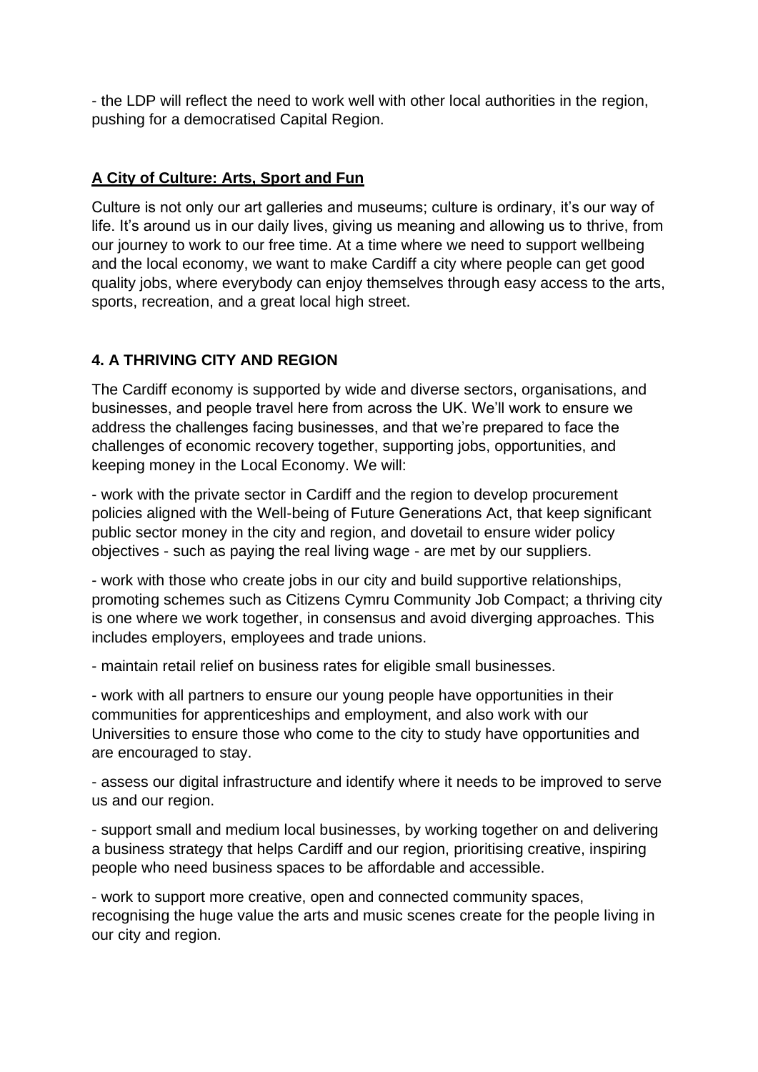- the LDP will reflect the need to work well with other local authorities in the region, pushing for a democratised Capital Region.

## A City of Culture: Arts, Sport and Fun

Culture is not only our art galleries and museums; culture is ordinary, it's our way of life. It's around us in our daily lives, giving us meaning and allowing us to thrive, from our journey to work to our free time. At a time where we need to support wellbeing and the local economy, we want to make Cardiff a city where people can get good quality jobs, where everybody can enjoy themselves through easy access to the arts, sports, recreation, and a great local high street.

### 4. A THRIVING CITY AND REGION

The Cardiff economy is supported by wide and diverse sectors, organisations, and businesses, and people travel here from across the UK. We'll work to ensure we address the challenges facing businesses, and that we're prepared to face the challenges of economic recovery together, supporting jobs, opportunities, and keeping money in the Local Economy. We will:

- work with the private sector in Cardiff and the region to develop procurement policies aligned with the Well-being of Future Generations Act, that keep significant public sector money in the city and region, and dovetail to ensure wider policy objectives - such as paying the real living wage - are met by our suppliers.

- work with those who create jobs in our city and build supportive relationships, promoting schemes such as Citizens Cymru Community Job Compact; a thriving city is one where we work together, in consensus and avoid diverging approaches. This includes employers, employees and trade unions.

- maintain retail relief on business rates for eligible small businesses.

- work with all partners to ensure our young people have opportunities in their communities for apprenticeships and employment, and also work with our Universities to ensure those who come to the city to study have opportunities and are encouraged to stay.

- assess our digital infrastructure and identify where it needs to be improved to serve us and our region.

- support small and medium local businesses, by working together on and delivering a business strategy that helps Cardiff and our region, prioritising creative, inspiring people who need business spaces to be affordable and accessible.

- work to support more creative, open and connected community spaces, recognising the huge value the arts and music scenes create for the people living in our city and region.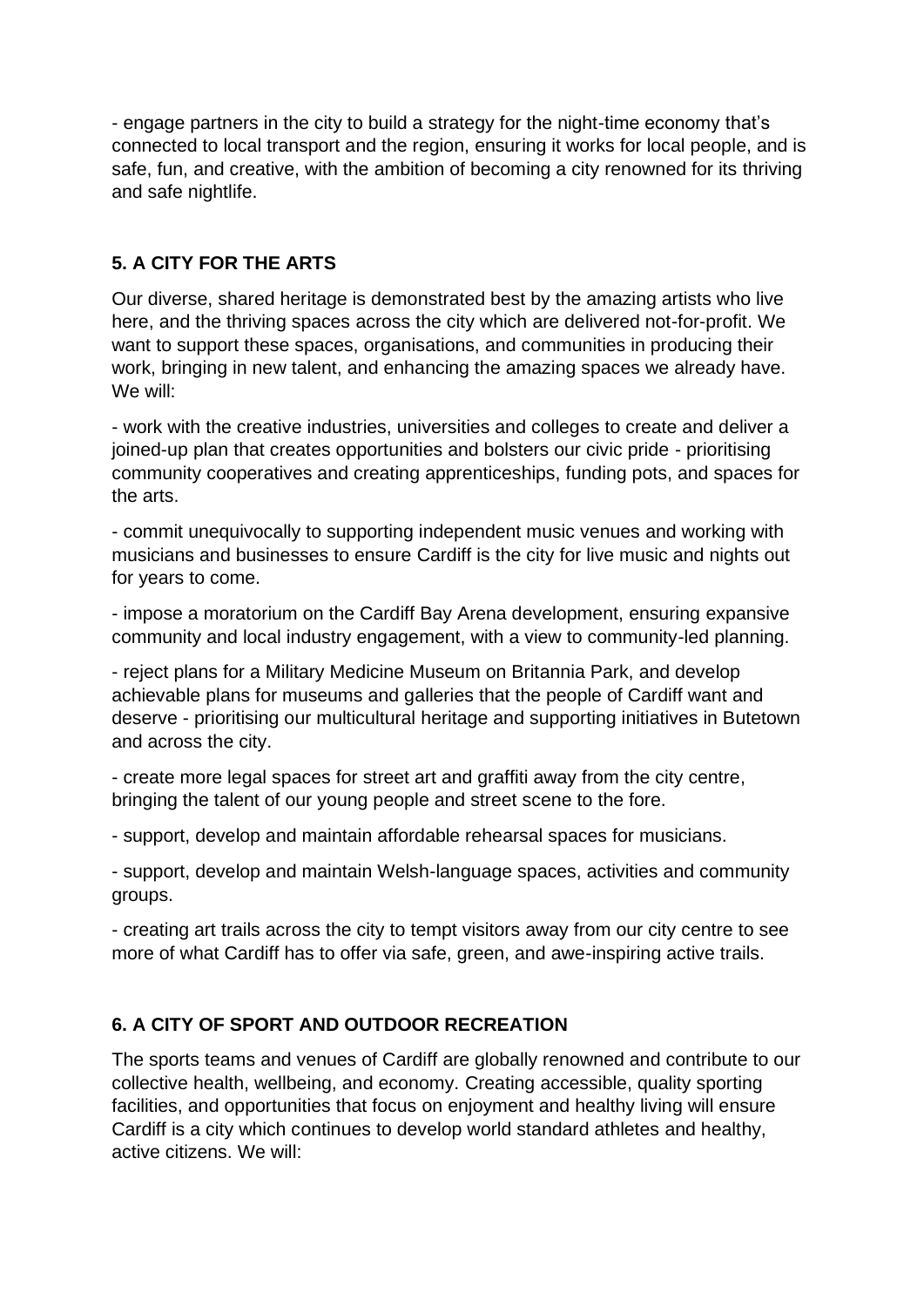- engage partners in the city to build a strategy for the night-time economy that's connected to local transport and the region, ensuring it works for local people, and is safe, fun, and creative, with the ambition of becoming a city renowned for its thriving and safe nightlife.

## 5. A CITY FOR THE ARTS

Our diverse, shared heritage is demonstrated best by the amazing artists who live here, and the thriving spaces across the city which are delivered not-for-profit. We want to support these spaces, organisations, and communities in producing their work, bringing in new talent, and enhancing the amazing spaces we already have. We will:

- work with the creative industries, universities and colleges to create and deliver a joined-up plan that creates opportunities and bolsters our civic pride - prioritising community cooperatives and creating apprenticeships, funding pots, and spaces for the arts.

- commit unequivocally to supporting independent music venues and working with musicians and businesses to ensure Cardiff is the city for live music and nights out for years to come.

- impose a moratorium on the Cardiff Bay Arena development, ensuring expansive community and local industry engagement, with a view to community-led planning.

- reject plans for a Military Medicine Museum on Britannia Park, and develop achievable plans for museums and galleries that the people of Cardiff want and deserve - prioritising our multicultural heritage and supporting initiatives in Butetown and across the city.

- create more legal spaces for street art and graffiti away from the city centre, bringing the talent of our young people and street scene to the fore.

- support, develop and maintain affordable rehearsal spaces for musicians.

- support, develop and maintain Welsh-language spaces, activities and community groups.

- creating art trails across the city to tempt visitors away from our city centre to see more of what Cardiff has to offer via safe, green, and awe-inspiring active trails.

## 6. A CITY OF SPORT AND OUTDOOR RECREATION

The sports teams and venues of Cardiff are globally renowned and contribute to our collective health, wellbeing, and economy. Creating accessible, quality sporting facilities, and opportunities that focus on enjoyment and healthy living will ensure Cardiff is a city which continues to develop world standard athletes and healthy, active citizens. We will: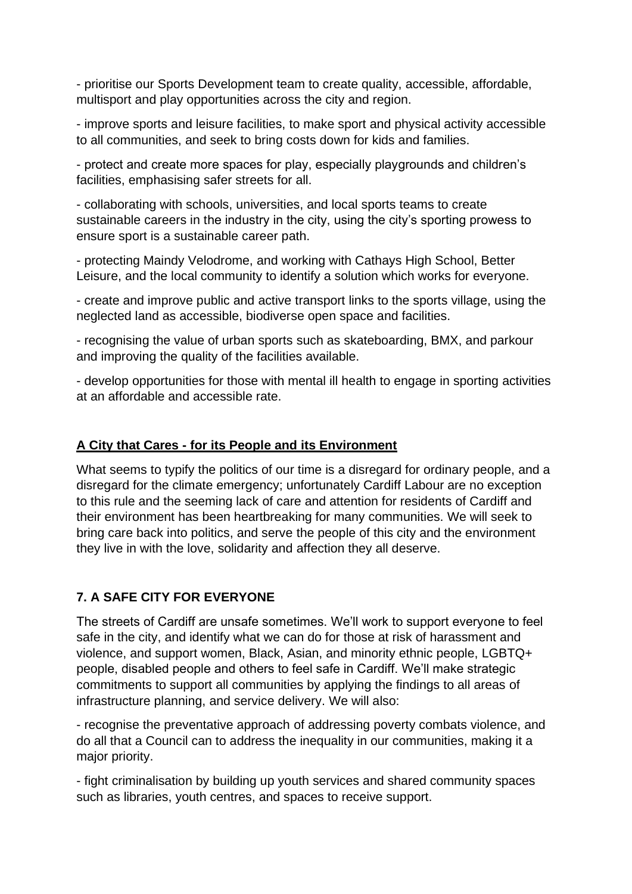- prioritise our Sports Development team to create quality, accessible, affordable, multisport and play opportunities across the city and region.

- improve sports and leisure facilities, to make sport and physical activity accessible to all communities, and seek to bring costs down for kids and families.

- protect and create more spaces for play, especially playgrounds and children's facilities, emphasising safer streets for all.

- collaborating with schools, universities, and local sports teams to create sustainable careers in the industry in the city, using the city's sporting prowess to ensure sport is a sustainable career path.

- protecting Maindy Velodrome, and working with Cathays High School, Better Leisure, and the local community to identify a solution which works for everyone.

- create and improve public and active transport links to the sports village, using the neglected land as accessible, biodiverse open space and facilities.

- recognising the value of urban sports such as skateboarding, BMX, and parkour and improving the quality of the facilities available.

- develop opportunities for those with mental ill health to engage in sporting activities at an affordable and accessible rate.

## **A City that Cares - for its People and its Environment**

What seems to typify the politics of our time is a disregard for ordinary people, and a disregard for the climate emergency; unfortunately Cardiff Labour are no exception to this rule and the seeming lack of care and attention for residents of Cardiff and their environment has been heartbreaking for many communities. We will seek to bring care back into politics, and serve the people of this city and the environment they live in with the love, solidarity and affection they all deserve.

### **7. A SAFE CITY FOR EVERYONE**

The streets of Cardiff are unsafe sometimes. We'll work to support everyone to feel safe in the city, and identify what we can do for those at risk of harassment and violence, and support women, Black, Asian, and minority ethnic people, LGBTQ+ people, disabled people and others to feel safe in Cardiff. We'll make strategic commitments to support all communities by applying the findings to all areas of infrastructure planning, and service delivery. We will also:

- recognise the preventative approach of addressing poverty combats violence, and do all that a Council can to address the inequality in our communities, making it a major priority.

- fight criminalisation by building up youth services and shared community spaces such as libraries, youth centres, and spaces to receive support.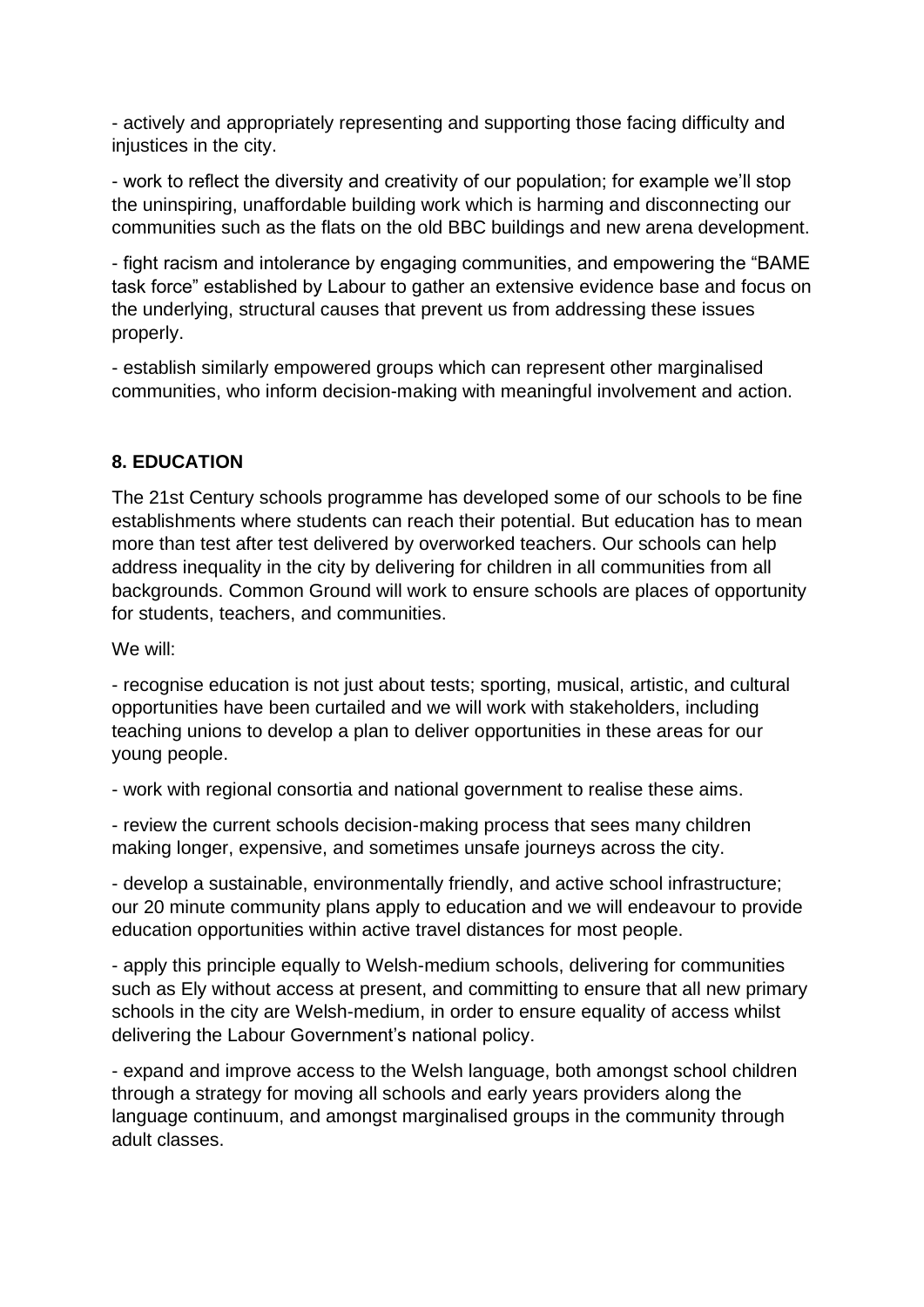- actively and appropriately representing and supporting those facing difficulty and injustices in the city.

- work to reflect the diversity and creativity of our population; for example we'll stop the uninspiring, unaffordable building work which is harming and disconnecting our communities such as the flats on the old BBC buildings and new arena development.

- fight racism and intolerance by engaging communities, and empowering the "BAME task force" established by Labour to gather an extensive evidence base and focus on the underlying, structural causes that prevent us from addressing these issues properly.

- establish similarly empowered groups which can represent other marginalised communities, who inform decision-making with meaningful involvement and action.

## 8. EDUCATION

The 21st Century schools programme has developed some of our schools to be fine establishments where students can reach their potential. But education has to mean more than test after test delivered by overworked teachers. Our schools can help address inequality in the city by delivering for children in all communities from all backgrounds. Common Ground will work to ensure schools are places of opportunity for students, teachers, and communities.

We will:

- recognise education is not just about tests; sporting, musical, artistic, and cultural opportunities have been curtailed and we will work with stakeholders, including teaching unions to develop a plan to deliver opportunities in these areas for our young people.

- work with regional consortia and national government to realise these aims.

- review the current schools decision-making process that sees many children making longer, expensive, and sometimes unsafe journeys across the city.

- develop a sustainable, environmentally friendly, and active school infrastructure; our 20 minute community plans apply to education and we will endeavour to provide education opportunities within active travel distances for most people.

- apply this principle equally to Welsh-medium schools, delivering for communities such as Ely without access at present, and committing to ensure that all new primary schools in the city are Welsh-medium, in order to ensure equality of access whilst delivering the Labour Government's national policy.

- expand and improve access to the Welsh language, both amongst school children through a strategy for moving all schools and early years providers along the language continuum, and amongst marginalised groups in the community through adult classes.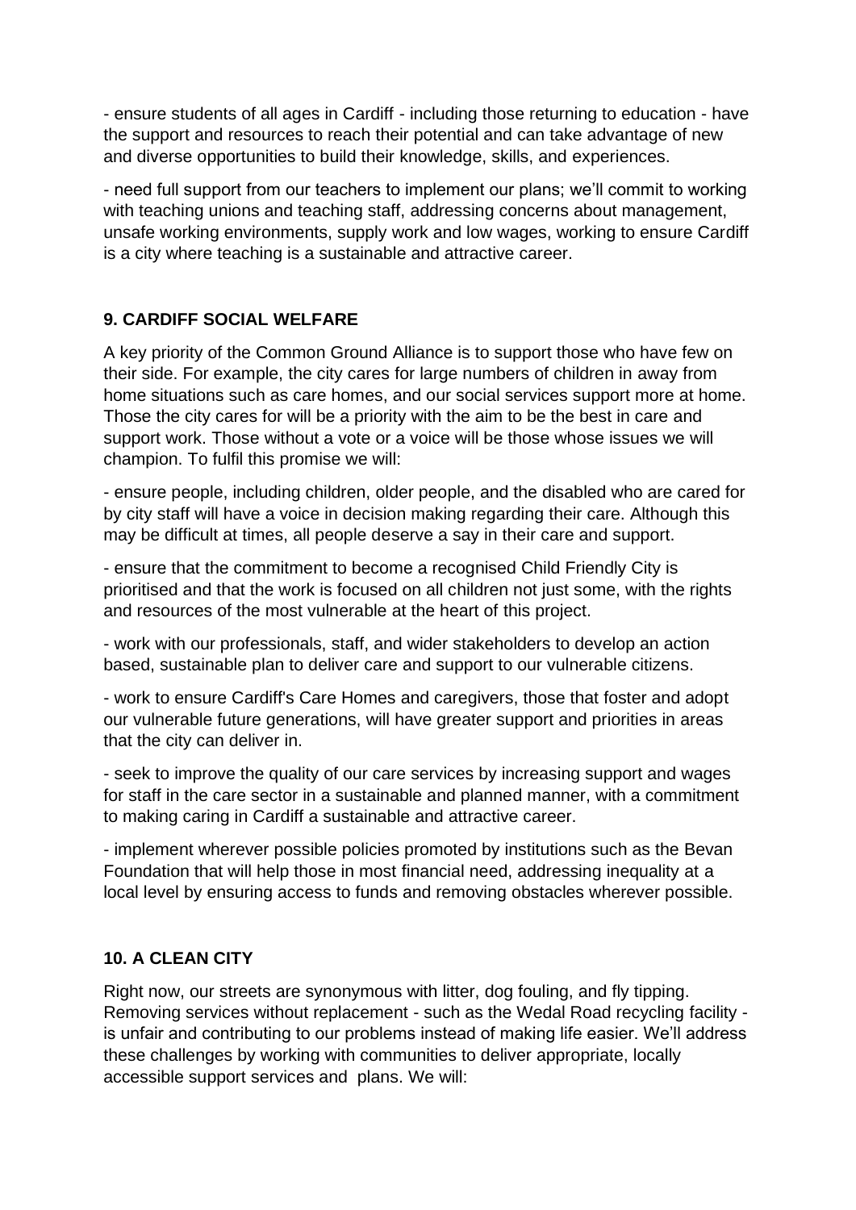- ensure students of all ages in Cardiff - including those returning to education - have the support and resources to reach their potential and can take advantage of new and diverse opportunities to build their knowledge, skills, and experiences.

- need full support from our teachers to implement our plans; we'll commit to working with teaching unions and teaching staff, addressing concerns about management, unsafe working environments, supply work and low wages, working to ensure Cardiff is a city where teaching is a sustainable and attractive career.

## 9. CARDIFF SOCIAL WELFARE

A key priority of the Common Ground Alliance is to support those who have few on their side. For example, the city cares for large numbers of children in away from home situations such as care homes, and our social services support more at home. Those the city cares for will be a priority with the aim to be the best in care and support work. Those without a vote or a voice will be those whose issues we will champion. To fulfil this promise we will:

- ensure people, including children, older people, and the disabled who are cared for by city staff will have a voice in decision making regarding their care. Although this may be difficult at times, all people deserve a say in their care and support.

- ensure that the commitment to become a recognised Child Friendly City is prioritised and that the work is focused on all children not just some, with the rights and resources of the most vulnerable at the heart of this project.

- work with our professionals, staff, and wider stakeholders to develop an action based, sustainable plan to deliver care and support to our vulnerable citizens.

- work to ensure Cardiff's Care Homes and caregivers, those that foster and adopt our vulnerable future generations, will have greater support and priorities in areas that the city can deliver in.

- seek to improve the quality of our care services by increasing support and wages for staff in the care sector in a sustainable and planned manner, with a commitment to making caring in Cardiff a sustainable and attractive career.

- implement wherever possible policies promoted by institutions such as the Bevan Foundation that will help those in most financial need, addressing inequality at a local level by ensuring access to funds and removing obstacles wherever possible.

## 10. A CLEAN CITY

Right now, our streets are synonymous with litter, dog fouling, and fly tipping. Removing services without replacement - such as the Wedal Road recycling facility - is unfair and contributing to our problems instead of making life easier. We'll address these challenges by working with communities to deliver appropriate, locally accessible support services and plans. We will: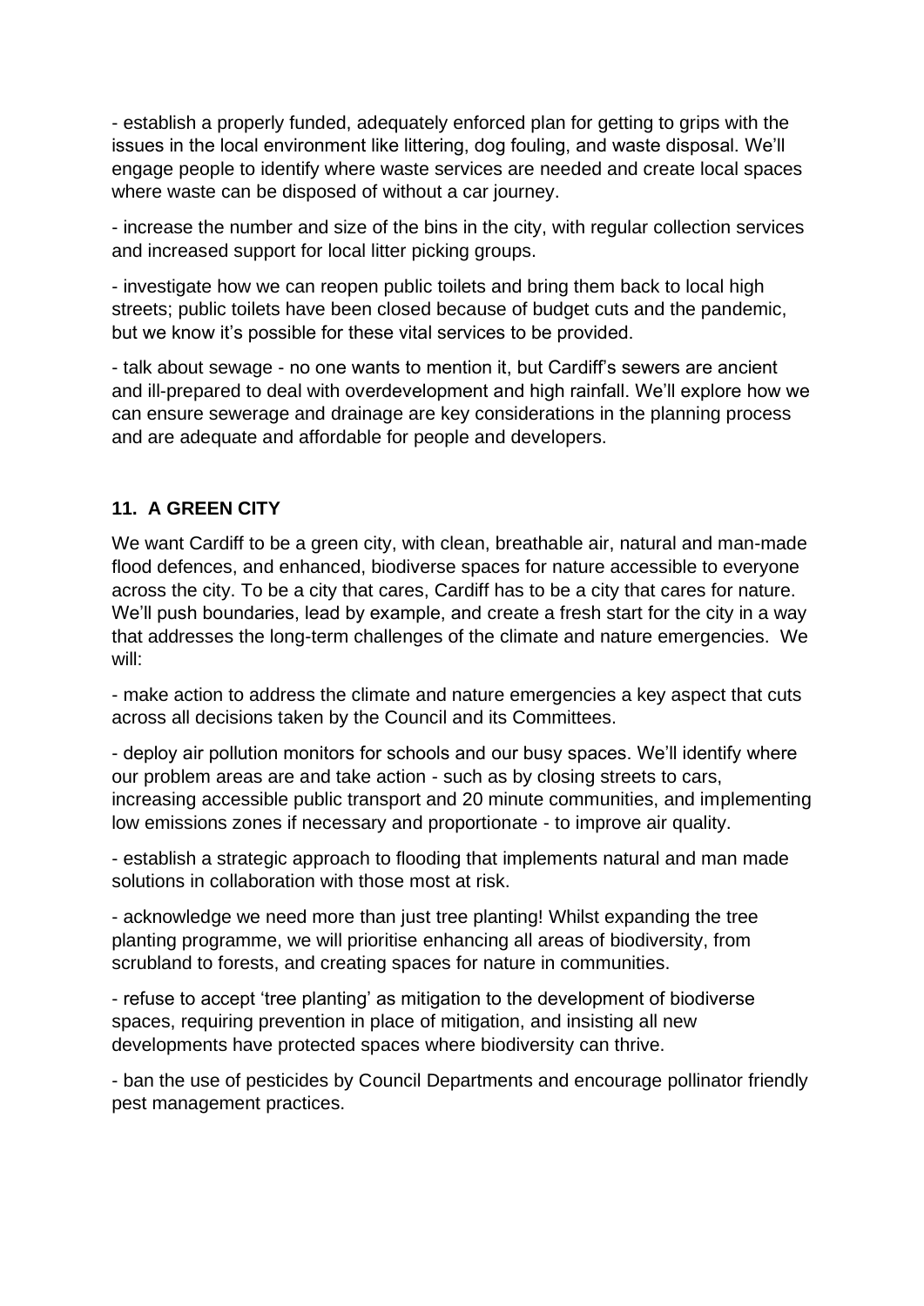- establish a properly funded, adequately enforced plan for getting to grips with the issues in the local environment like littering, dog fouling, and waste disposal. We'll engage people to identify where waste services are needed and create local spaces where waste can be disposed of without a car journey.

- increase the number and size of the bins in the city, with regular collection services and increased support for local litter picking groups.

- investigate how we can reopen public toilets and bring them back to local high streets; public toilets have been closed because of budget cuts and the pandemic, but we know it's possible for these vital services to be provided.

- talk about sewage - no one wants to mention it, but Cardiff's sewers are ancient and ill-prepared to deal with overdevelopment and high rainfall. We'll explore how we can ensure sewerage and drainage are key considerations in the planning process and are adequate and affordable for people and developers.

## 11. A GREEN CITY

We want Cardiff to be a green city, with clean, breathable air, natural and man-made flood defences, and enhanced, biodiverse spaces for nature accessible to everyone across the city. To be a city that cares, Cardiff has to be a city that cares for nature. We'll push boundaries, lead by example, and create a fresh start for the city in a way that addresses the long-term challenges of the climate and nature emergencies. We will:

- make action to address the climate and nature emergencies a key aspect that cuts across all decisions taken by the Council and its Committees.

- deploy air pollution monitors for schools and our busy spaces. We'll identify where our problem areas are and take action - such as by closing streets to cars, increasing accessible public transport and 20 minute communities, and implementing low emissions zones if necessary and proportionate - to improve air quality.

- establish a strategic approach to flooding that implements natural and man made solutions in collaboration with those most at risk.

- acknowledge we need more than just tree planting! Whilst expanding the tree planting programme, we will prioritise enhancing all areas of biodiversity, from scrubland to forests, and creating spaces for nature in communities.

- refuse to accept 'tree planting' as mitigation to the development of biodiverse spaces, requiring prevention in place of mitigation, and insisting all new developments have protected spaces where biodiversity can thrive.

- ban the use of pesticides by Council Departments and encourage pollinator friendly pest management practices.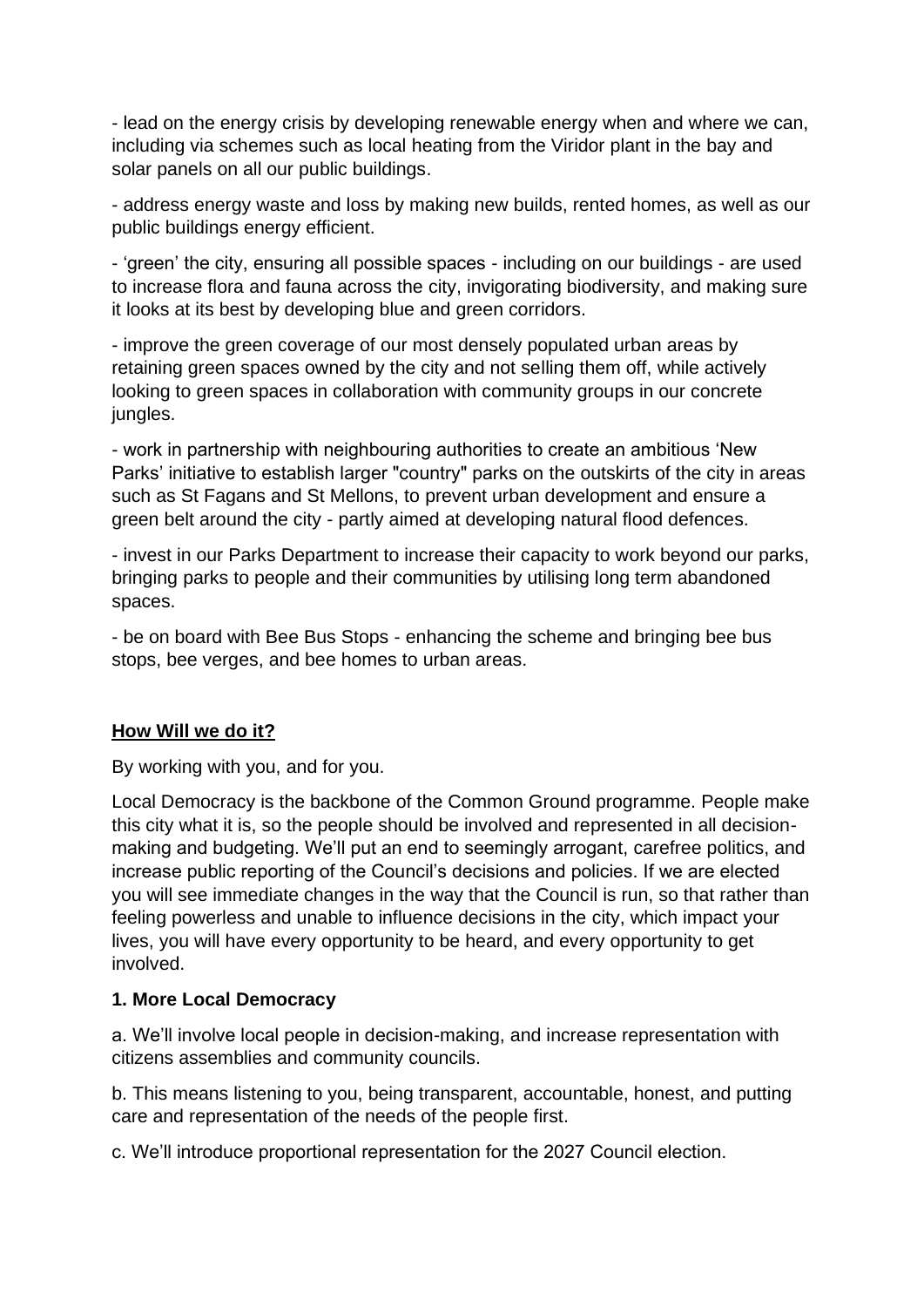- lead on the energy crisis by developing renewable energy when and where we can, including via schemes such as local heating from the Viridor plant in the bay and solar panels on all our public buildings.

- address energy waste and loss by making new builds, rented homes, as well as our public buildings energy efficient.

- 'green' the city, ensuring all possible spaces - including on our buildings - are used to increase flora and fauna across the city, invigorating biodiversity, and making sure it looks at its best by developing blue and green corridors.

- improve the green coverage of our most densely populated urban areas by retaining green spaces owned by the city and not selling them off, while actively looking to green spaces in collaboration with community groups in our concrete jungles.

- work in partnership with neighbouring authorities to create an ambitious 'New Parks' initiative to establish larger "country" parks on the outskirts of the city in areas such as St Fagans and St Mellons, to prevent urban development and ensure a green belt around the city - partly aimed at developing natural flood defences.

- invest in our Parks Department to increase their capacity to work beyond our parks, bringing parks to people and their communities by utilising long term abandoned spaces.

- be on board with Bee Bus Stops - enhancing the scheme and bringing bee bus stops, bee verges, and bee homes to urban areas.

## How Will we do it?

By working with you, and for you.

Local Democracy is the backbone of the Common Ground programme. People make this city what it is, so the people should be involved and represented in all decision-making and budgeting. We'll put an end to seemingly arrogant, carefree politics, and increase public reporting of the Council's decisions and policies. If we are elected you will see immediate changes in the way that the Council is run, so that rather than feeling powerless and unable to influence decisions in the city, which impact your lives, you will have every opportunity to be heard, and every opportunity to get involved.

### 1. More Local Democracy

a. We'll involve local people in decision-making, and increase representation with citizens assemblies and community councils.

b. This means listening to you, being transparent, accountable, honest, and putting care and representation of the needs of the people first.

c. We'll introduce proportional representation for the 2027 Council election.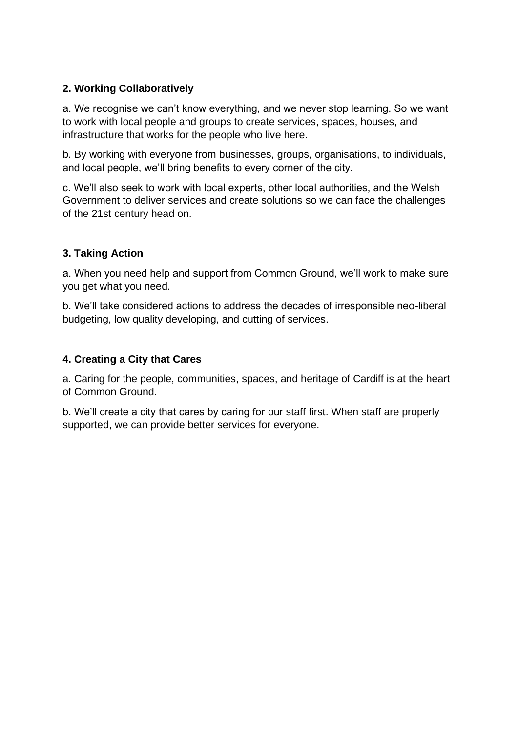**2. Working Collaboratively**

a. We recognise we can't know everything, and we never stop learning. So we want to work with local people and groups to create services, spaces, houses, and infrastructure that works for the people who live here.

b. By working with everyone from businesses, groups, organisations, to individuals, and local people, we'll bring benefits to every corner of the city.

c. We'll also seek to work with local experts, other local authorities, and the Welsh Government to deliver services and create solutions so we can face the challenges of the 21st century head on.

**3. Taking Action**

a. When you need help and support from Common Ground, we'll work to make sure you get what you need.

b. We'll take considered actions to address the decades of irresponsible neo-liberal budgeting, low quality developing, and cutting of services.

**4. Creating a City that Cares**

a. Caring for the people, communities, spaces, and heritage of Cardiff is at the heart of Common Ground.

b. We'll create a city that cares by caring for our staff first. When staff are properly supported, we can provide better services for everyone.